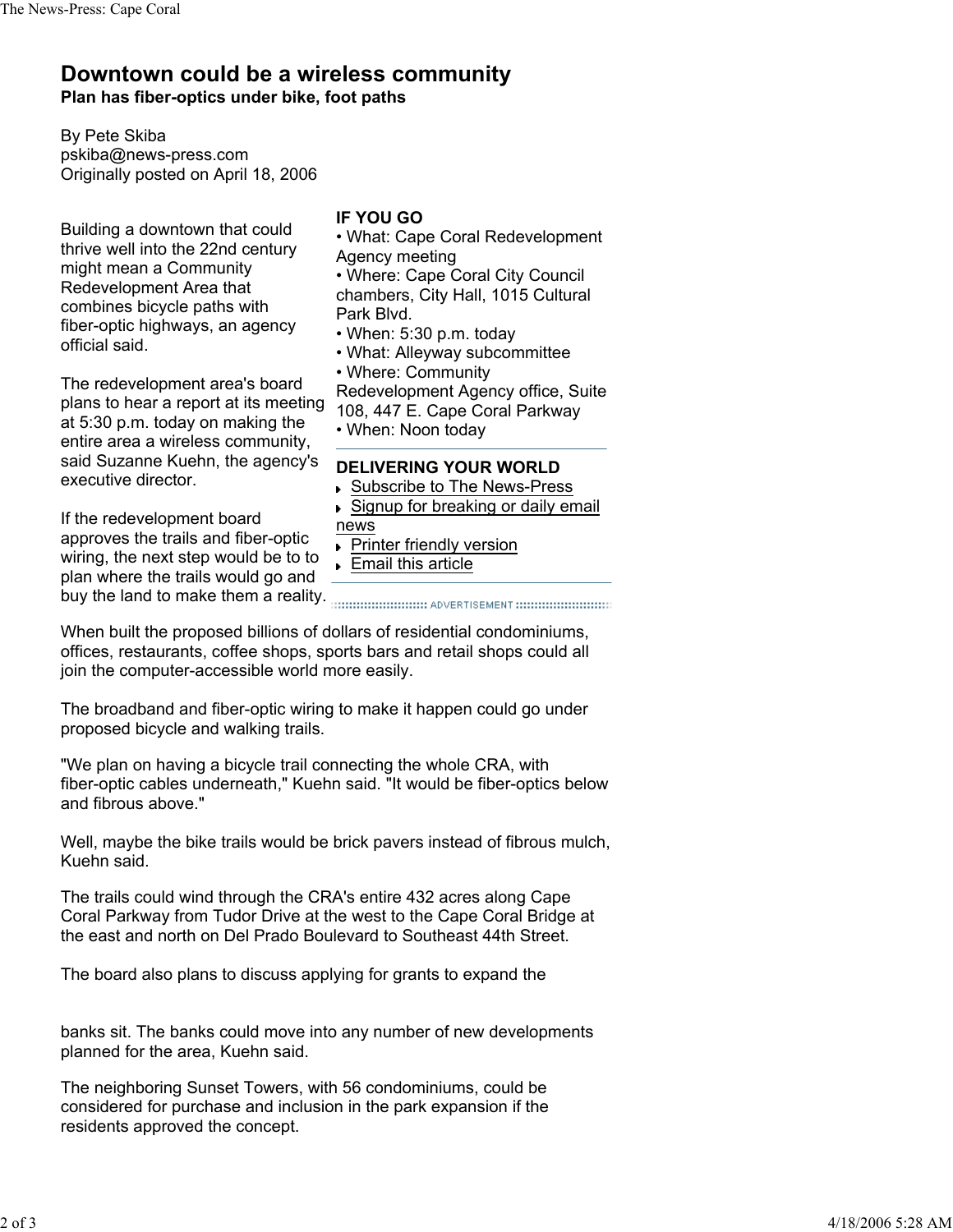# Downtown could be a wireless community

**Plan has fiber-optics under bike, foot paths**

By Pete Skiba
pskiba@news-press.com
Originally posted on April 18, 2006

Building a downtown that could thrive well into the 22nd century might mean a Community Redevelopment Area that combines bicycle paths with fiber-optic highways, an agency official said.

The redevelopment area's board plans to hear a report at its meeting at 5:30 p.m. today on making the entire area a wireless community, said Suzanne Kuehn, the agency's executive director.

If the redevelopment board approves the trails and fiber-optic wiring, the next step would be to to plan where the trails would go and buy the land to make them a reality.

**IF YOU GO**

- What: Cape Coral Redevelopment Agency meeting
- Where: Cape Coral City Council chambers, City Hall, 1015 Cultural Park Blvd.
- When: 5:30 p.m. today
- What: Alleyway subcommittee
- Where: Community Redevelopment Agency office, Suite 108, 447 E. Cape Coral Parkway
- When: Noon today

**DELIVERING YOUR WORLD**

- Subscribe to The News-Press
- Signup for breaking or daily email news
- Printer friendly version
- Email this article

When built the proposed billions of dollars of residential condominiums, offices, restaurants, coffee shops, sports bars and retail shops could all join the computer-accessible world more easily.

The broadband and fiber-optic wiring to make it happen could go under proposed bicycle and walking trails.

"We plan on having a bicycle trail connecting the whole CRA, with fiber-optic cables underneath," Kuehn said. "It would be fiber-optics below and fibrous above."

Well, maybe the bike trails would be brick pavers instead of fibrous mulch, Kuehn said.

The trails could wind through the CRA's entire 432 acres along Cape Coral Parkway from Tudor Drive at the west to the Cape Coral Bridge at the east and north on Del Prado Boulevard to Southeast 44th Street.

The board also plans to discuss applying for grants to expand the

banks sit. The banks could move into any number of new developments planned for the area, Kuehn said.

The neighboring Sunset Towers, with 56 condominiums, could be considered for purchase and inclusion in the park expansion if the residents approved the concept.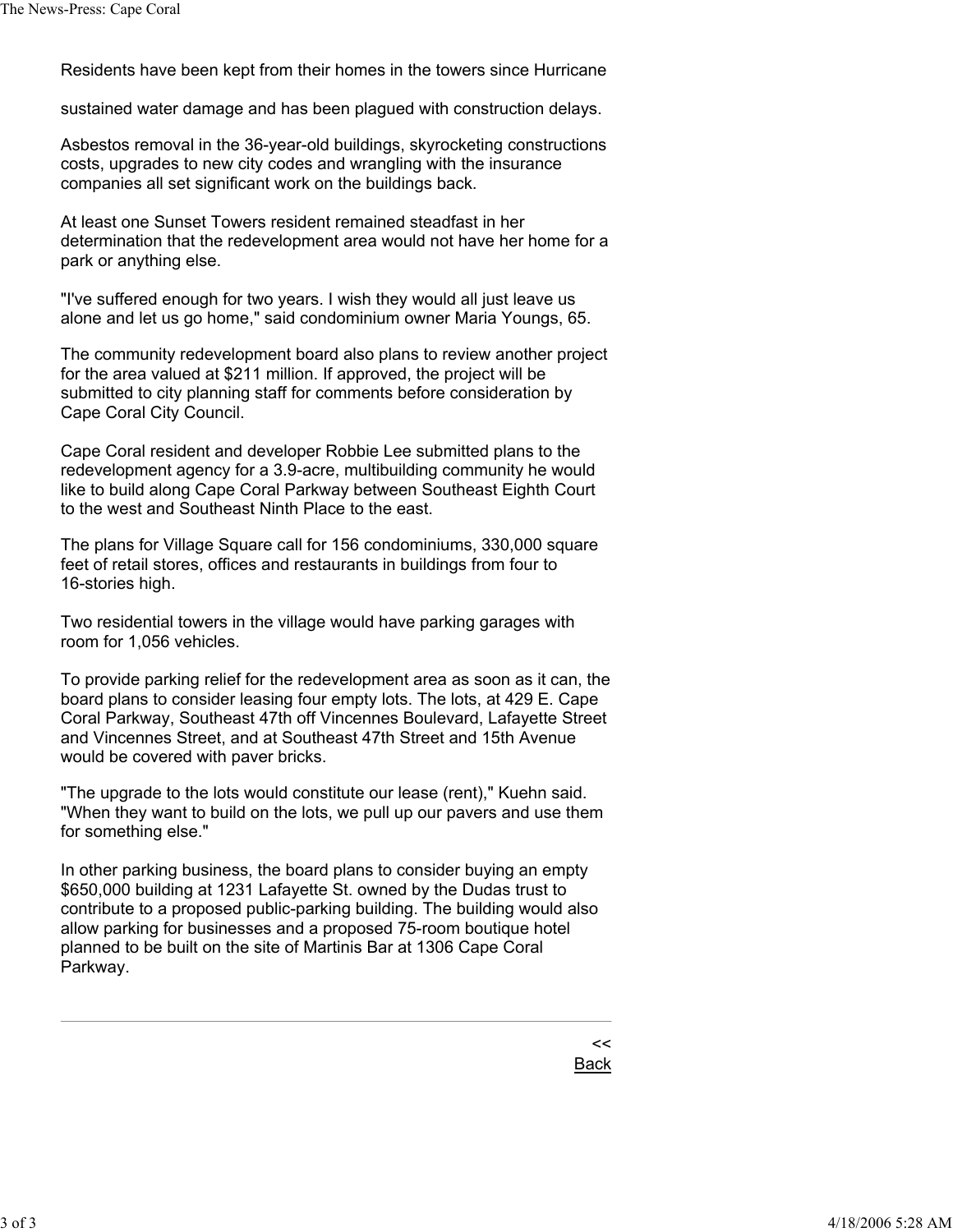Residents have been kept from their homes in the towers since Hurricane

sustained water damage and has been plagued with construction delays.

Asbestos removal in the 36-year-old buildings, skyrocketing constructions costs, upgrades to new city codes and wrangling with the insurance companies all set significant work on the buildings back.

At least one Sunset Towers resident remained steadfast in her determination that the redevelopment area would not have her home for a park or anything else.

"I've suffered enough for two years. I wish they would all just leave us alone and let us go home," said condominium owner Maria Youngs, 65.

The community redevelopment board also plans to review another project for the area valued at $211 million. If approved, the project will be submitted to city planning staff for comments before consideration by Cape Coral City Council.

Cape Coral resident and developer Robbie Lee submitted plans to the redevelopment agency for a 3.9-acre, multibuilding community he would like to build along Cape Coral Parkway between Southeast Eighth Court to the west and Southeast Ninth Place to the east.

The plans for Village Square call for 156 condominiums, 330,000 square feet of retail stores, offices and restaurants in buildings from four to 16-stories high.

Two residential towers in the village would have parking garages with room for 1,056 vehicles.

To provide parking relief for the redevelopment area as soon as it can, the board plans to consider leasing four empty lots. The lots, at 429 E. Cape Coral Parkway, Southeast 47th off Vincennes Boulevard, Lafayette Street and Vincennes Street, and at Southeast 47th Street and 15th Avenue would be covered with paver bricks.

"The upgrade to the lots would constitute our lease (rent)," Kuehn said. "When they want to build on the lots, we pull up our pavers and use them for something else."

In other parking business, the board plans to consider buying an empty $650,000 building at 1231 Lafayette St. owned by the Dudas trust to contribute to a proposed public-parking building. The building would also allow parking for businesses and a proposed 75-room boutique hotel planned to be built on the site of Martinis Bar at 1306 Cape Coral Parkway.

---

<< Back